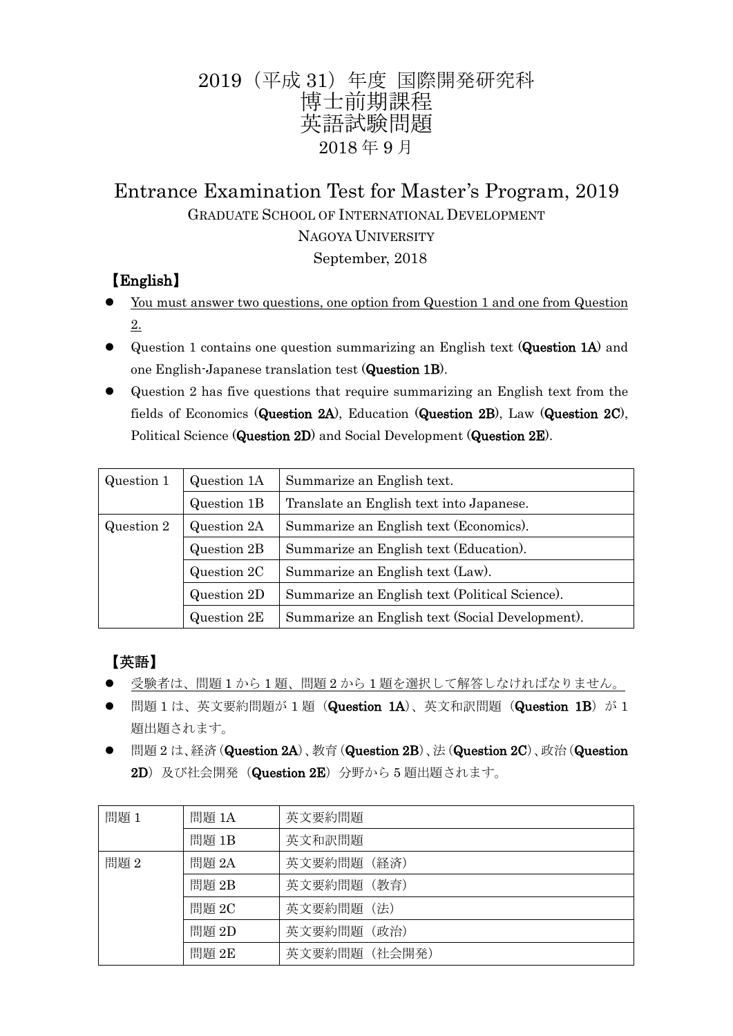# 2019（平成 31）年度 国際開発研究科
# 博士前期課程
# 英語試験問題
## 2018 年 9 月

# Entrance Examination Test for Master's Program, 2019

GRADUATE SCHOOL OF INTERNATIONAL DEVELOPMENT

NAGOYA UNIVERSITY

September, 2018

## 【English】

- You must answer two questions, one option from Question 1 and one from Question 2.
- Question 1 contains one question summarizing an English text (**Question 1A**) and one English-Japanese translation test (**Question 1B**).
- Question 2 has five questions that require summarizing an English text from the fields of Economics (**Question 2A**), Education (**Question 2B**), Law (**Question 2C**), Political Science (**Question 2D**) and Social Development (**Question 2E**).

| Question 1 | Question 1A | Summarize an English text. |
|---|---|---|
| | Question 1B | Translate an English text into Japanese. |
| Question 2 | Question 2A | Summarize an English text (Economics). |
| | Question 2B | Summarize an English text (Education). |
| | Question 2C | Summarize an English text (Law). |
| | Question 2D | Summarize an English text (Political Science). |
| | Question 2E | Summarize an English text (Social Development). |

## 【英語】

- 受験者は、問題 1 から 1 題、問題 2 から 1 題を選択して解答しなければなりません。
- 問題 1 は、英文要約問題が 1 題（**Question 1A**）、英文和訳問題（**Question 1B**）が 1 題出題されます。
- 問題 2 は、経済（**Question 2A**）、教育（**Question 2B**）、法（**Question 2C**）、政治（**Question 2D**）及び社会開発（**Question 2E**）分野から 5 題出題されます。

| 問題 1 | 問題 1A | 英文要約問題 |
|---|---|---|
| | 問題 1B | 英文和訳問題 |
| 問題 2 | 問題 2A | 英文要約問題（経済） |
| | 問題 2B | 英文要約問題（教育） |
| | 問題 2C | 英文要約問題（法） |
| | 問題 2D | 英文要約問題（政治） |
| | 問題 2E | 英文要約問題（社会開発） |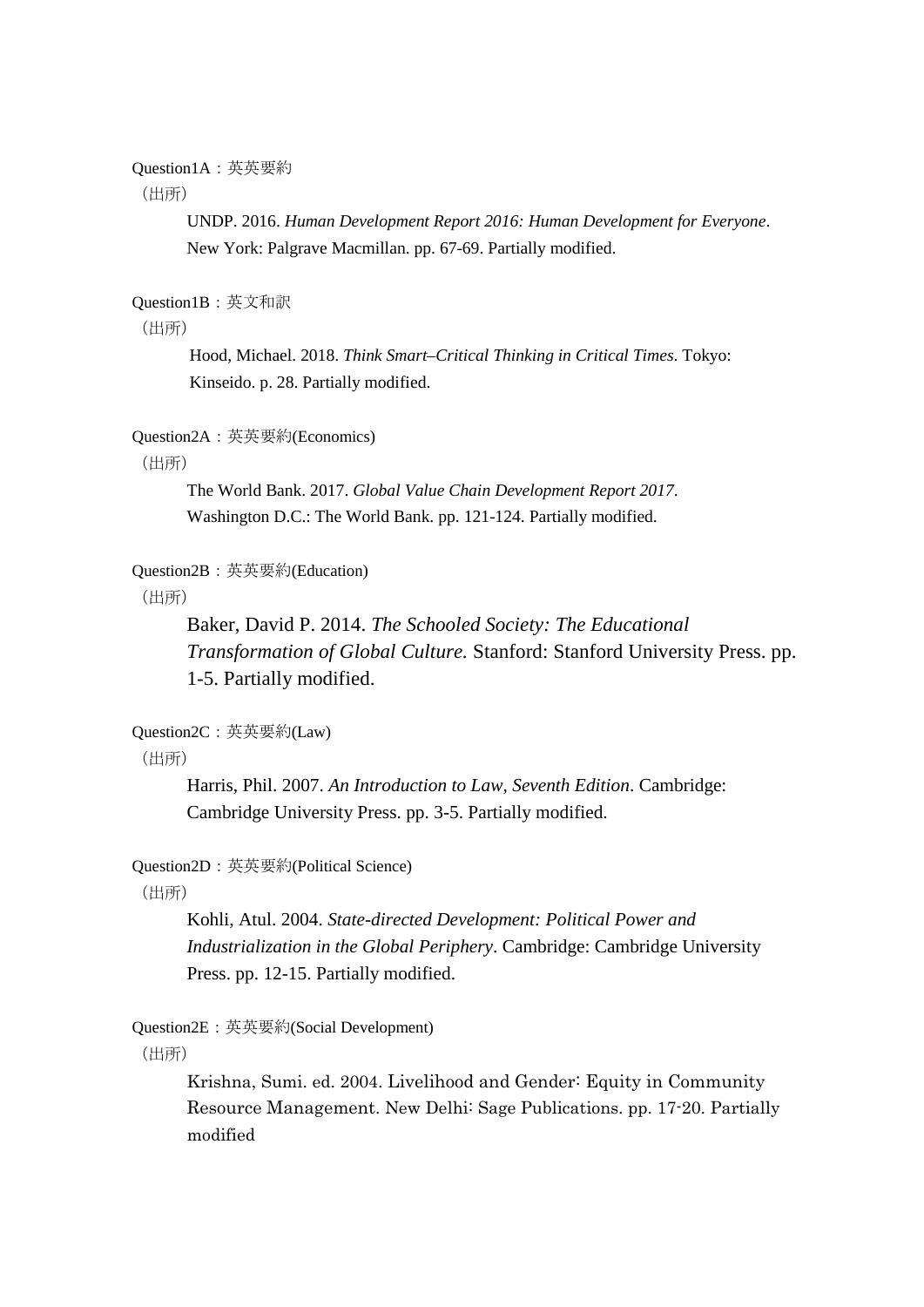Question1A：英英要約

（出所）

UNDP. 2016. *Human Development Report 2016: Human Development for Everyone*. New York: Palgrave Macmillan. pp. 67-69. Partially modified.

Question1B：英文和訳

（出所）

Hood, Michael. 2018. *Think Smart–Critical Thinking in Critical Times*. Tokyo: Kinseido. p. 28. Partially modified.

Question2A：英英要約(Economics)

（出所）

The World Bank. 2017. *Global Value Chain Development Report 2017*. Washington D.C.: The World Bank. pp. 121-124. Partially modified.

Question2B：英英要約(Education)

（出所）

Baker, David P. 2014. *The Schooled Society: The Educational Transformation of Global Culture.* Stanford: Stanford University Press. pp. 1-5. Partially modified.

Question2C：英英要約(Law)

（出所）

Harris, Phil. 2007. *An Introduction to Law, Seventh Edition*. Cambridge: Cambridge University Press. pp. 3-5. Partially modified.

Question2D：英英要約(Political Science)

（出所）

Kohli, Atul. 2004. *State-directed Development: Political Power and Industrialization in the Global Periphery*. Cambridge: Cambridge University Press. pp. 12-15. Partially modified.

Question2E：英英要約(Social Development)

（出所）

Krishna, Sumi. ed. 2004. Livelihood and Gender: Equity in Community Resource Management. New Delhi: Sage Publications. pp. 17-20. Partially modified